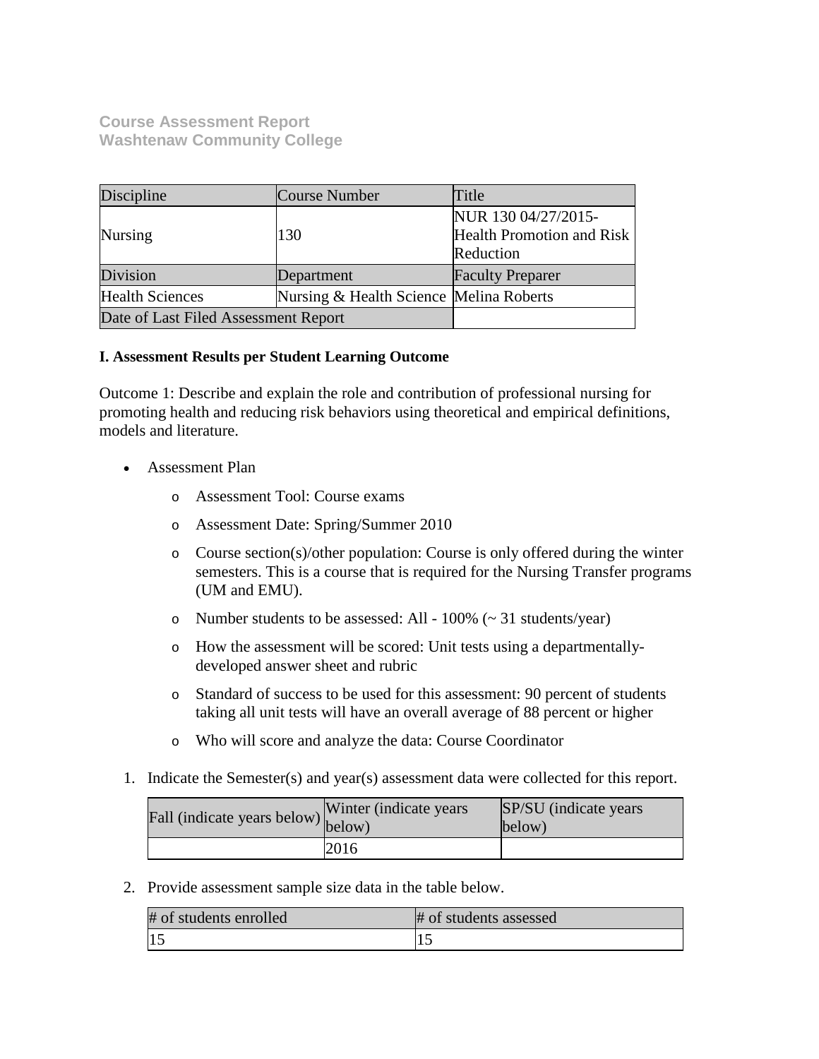**Course Assessment Report**
**Washtenaw Community College**

| Discipline | Course Number | Title |
|---|---|---|
| Nursing | 130 | NUR 130 04/27/2015-Health Promotion and Risk Reduction |
| Division | Department | Faculty Preparer |
| Health Sciences | Nursing & Health Science | Melina Roberts |
| Date of Last Filed Assessment Report | | |

**I. Assessment Results per Student Learning Outcome**

Outcome 1: Describe and explain the role and contribution of professional nursing for promoting health and reducing risk behaviors using theoretical and empirical definitions, models and literature.

- Assessment Plan
    - Assessment Tool: Course exams
    - Assessment Date: Spring/Summer 2010
    - Course section(s)/other population: Course is only offered during the winter semesters. This is a course that is required for the Nursing Transfer programs (UM and EMU).
    - Number students to be assessed: All - 100% (~ 31 students/year)
    - How the assessment will be scored: Unit tests using a departmentally-developed answer sheet and rubric
    - Standard of success to be used for this assessment: 90 percent of students taking all unit tests will have an overall average of 88 percent or higher
    - Who will score and analyze the data: Course Coordinator

1. Indicate the Semester(s) and year(s) assessment data were collected for this report.

| Fall (indicate years below) | Winter (indicate years below) | SP/SU (indicate years below) |
|---|---|---|
| | 2016 | |

2. Provide assessment sample size data in the table below.

| # of students enrolled | # of students assessed |
|---|---|
| 15 | 15 |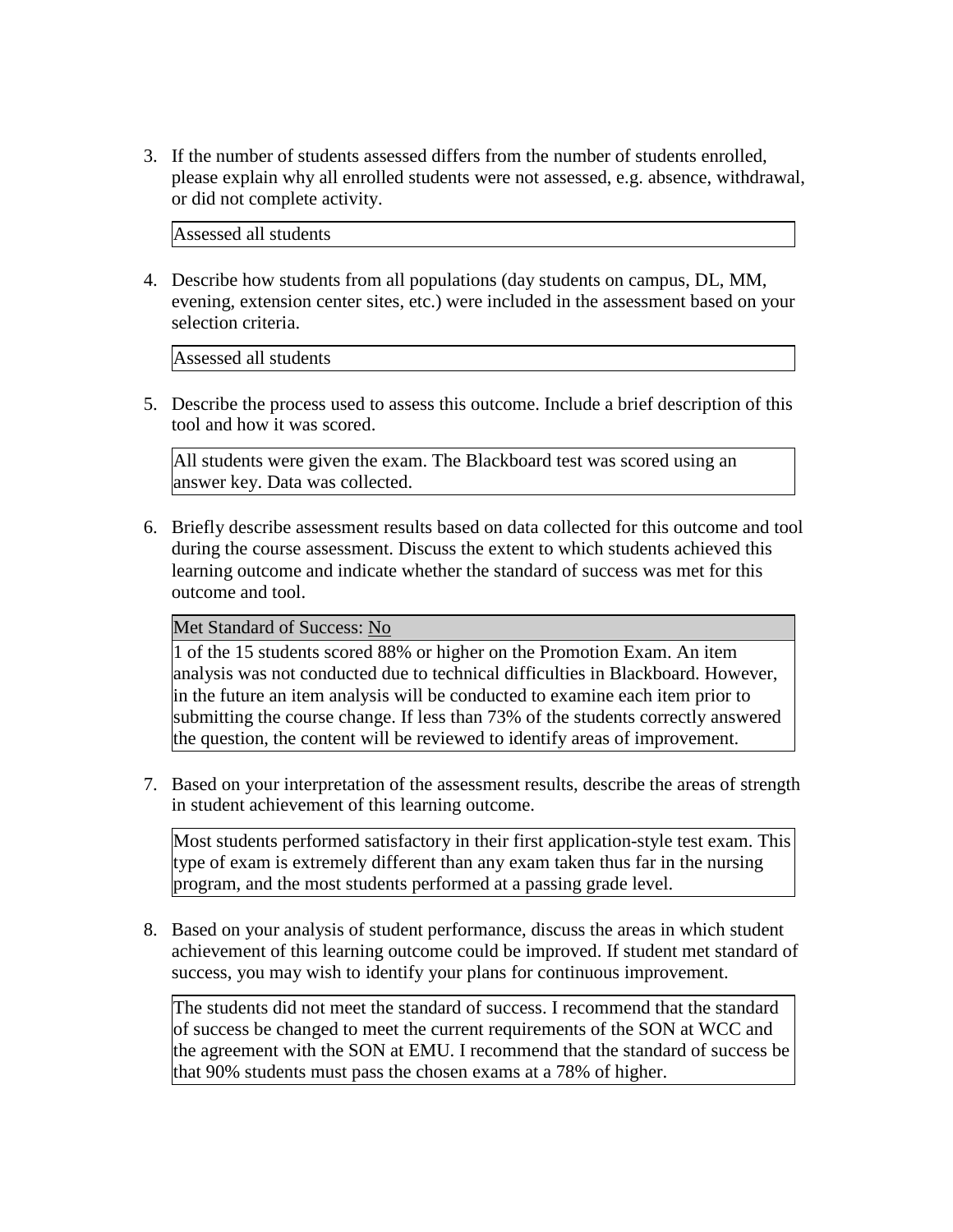3. If the number of students assessed differs from the number of students enrolled, please explain why all enrolled students were not assessed, e.g. absence, withdrawal, or did not complete activity.

   Assessed all students

4. Describe how students from all populations (day students on campus, DL, MM, evening, extension center sites, etc.) were included in the assessment based on your selection criteria.

   Assessed all students

5. Describe the process used to assess this outcome. Include a brief description of this tool and how it was scored.

   All students were given the exam. The Blackboard test was scored using an answer key. Data was collected.

6. Briefly describe assessment results based on data collected for this outcome and tool during the course assessment. Discuss the extent to which students achieved this learning outcome and indicate whether the standard of success was met for this outcome and tool.

   Met Standard of Success: No

   1 of the 15 students scored 88% or higher on the Promotion Exam. An item analysis was not conducted due to technical difficulties in Blackboard. However, in the future an item analysis will be conducted to examine each item prior to submitting the course change. If less than 73% of the students correctly answered the question, the content will be reviewed to identify areas of improvement.

7. Based on your interpretation of the assessment results, describe the areas of strength in student achievement of this learning outcome.

   Most students performed satisfactory in their first application-style test exam. This type of exam is extremely different than any exam taken thus far in the nursing program, and the most students performed at a passing grade level.

8. Based on your analysis of student performance, discuss the areas in which student achievement of this learning outcome could be improved. If student met standard of success, you may wish to identify your plans for continuous improvement.

   The students did not meet the standard of success. I recommend that the standard of success be changed to meet the current requirements of the SON at WCC and the agreement with the SON at EMU. I recommend that the standard of success be that 90% students must pass the chosen exams at a 78% of higher.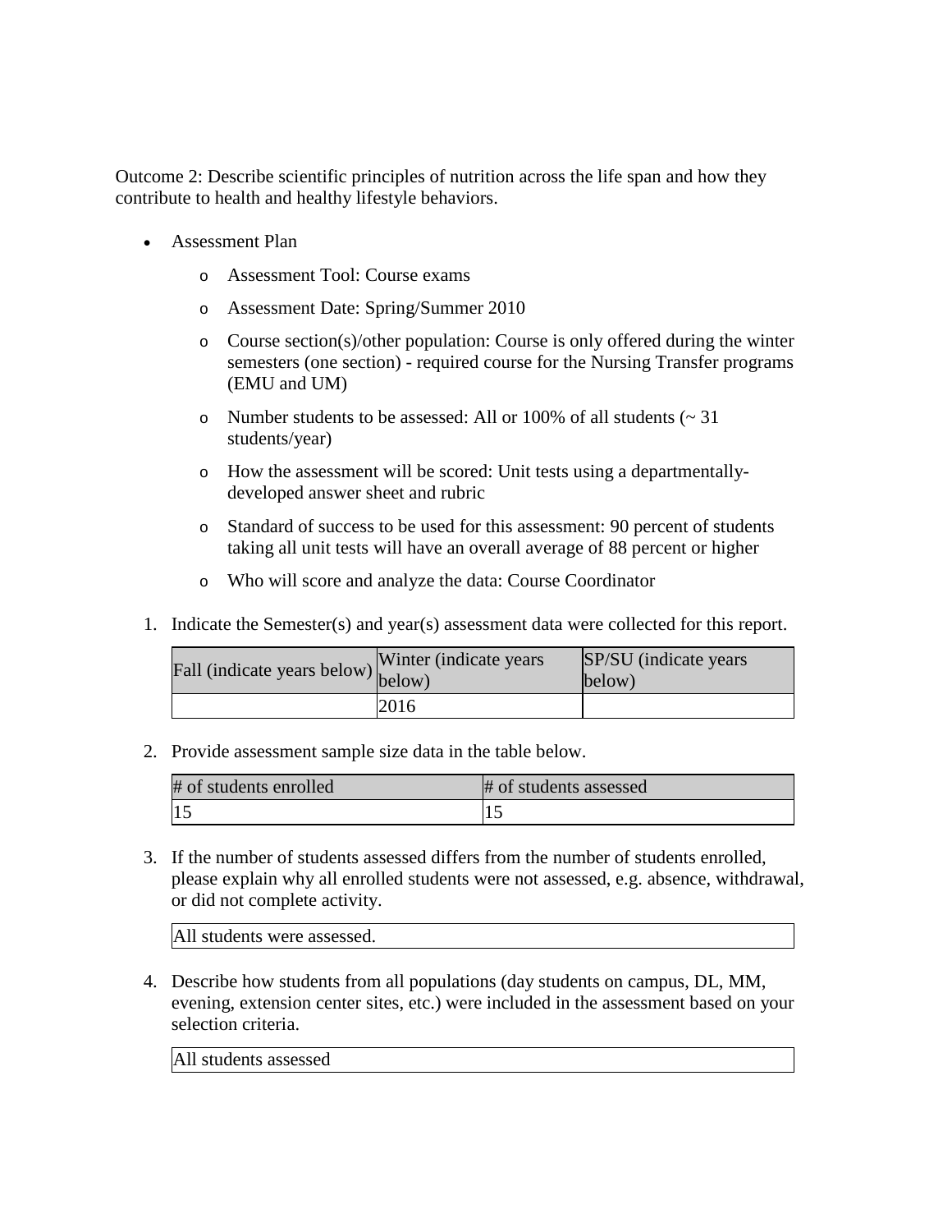Outcome 2: Describe scientific principles of nutrition across the life span and how they contribute to health and healthy lifestyle behaviors.

- Assessment Plan
  - Assessment Tool: Course exams
  - Assessment Date: Spring/Summer 2010
  - Course section(s)/other population: Course is only offered during the winter semesters (one section) - required course for the Nursing Transfer programs (EMU and UM)
  - Number students to be assessed: All or 100% of all students (~ 31 students/year)
  - How the assessment will be scored: Unit tests using a departmentally-developed answer sheet and rubric
  - Standard of success to be used for this assessment: 90 percent of students taking all unit tests will have an overall average of 88 percent or higher
  - Who will score and analyze the data: Course Coordinator

1. Indicate the Semester(s) and year(s) assessment data were collected for this report.

| Fall (indicate years below) | Winter (indicate years below) | SP/SU (indicate years below) |
|---|---|---|
| | 2016 | |

2. Provide assessment sample size data in the table below.

| # of students enrolled | # of students assessed |
|---|---|
| 15 | 15 |

3. If the number of students assessed differs from the number of students enrolled, please explain why all enrolled students were not assessed, e.g. absence, withdrawal, or did not complete activity.

| All students were assessed. |
|---|

4. Describe how students from all populations (day students on campus, DL, MM, evening, extension center sites, etc.) were included in the assessment based on your selection criteria.

| All students assessed |
|---|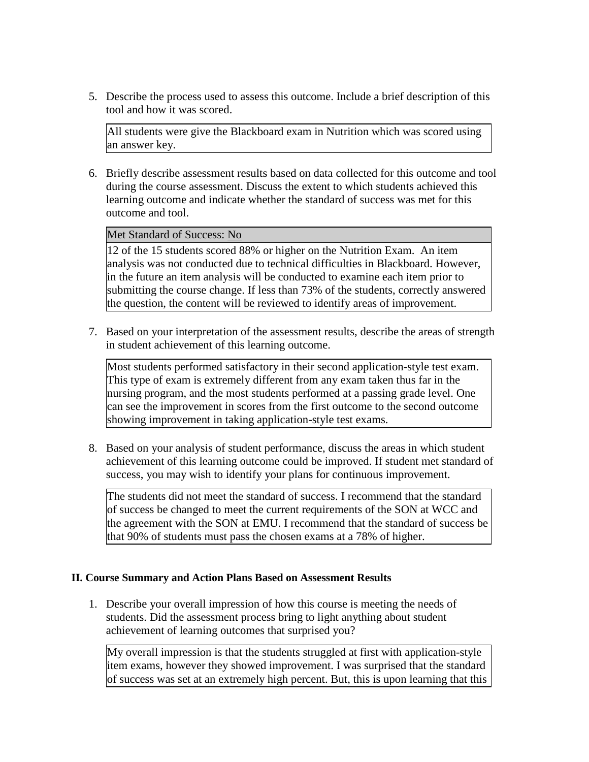5. Describe the process used to assess this outcome. Include a brief description of this tool and how it was scored.

All students were give the Blackboard exam in Nutrition which was scored using an answer key.

6. Briefly describe assessment results based on data collected for this outcome and tool during the course assessment. Discuss the extent to which students achieved this learning outcome and indicate whether the standard of success was met for this outcome and tool.

Met Standard of Success: No

12 of the 15 students scored 88% or higher on the Nutrition Exam. An item analysis was not conducted due to technical difficulties in Blackboard. However, in the future an item analysis will be conducted to examine each item prior to submitting the course change. If less than 73% of the students, correctly answered the question, the content will be reviewed to identify areas of improvement.

7. Based on your interpretation of the assessment results, describe the areas of strength in student achievement of this learning outcome.

Most students performed satisfactory in their second application-style test exam. This type of exam is extremely different from any exam taken thus far in the nursing program, and the most students performed at a passing grade level. One can see the improvement in scores from the first outcome to the second outcome showing improvement in taking application-style test exams.

8. Based on your analysis of student performance, discuss the areas in which student achievement of this learning outcome could be improved. If student met standard of success, you may wish to identify your plans for continuous improvement.

The students did not meet the standard of success. I recommend that the standard of success be changed to meet the current requirements of the SON at WCC and the agreement with the SON at EMU. I recommend that the standard of success be that 90% of students must pass the chosen exams at a 78% of higher.

## II. Course Summary and Action Plans Based on Assessment Results

1. Describe your overall impression of how this course is meeting the needs of students. Did the assessment process bring to light anything about student achievement of learning outcomes that surprised you?

My overall impression is that the students struggled at first with application-style item exams, however they showed improvement. I was surprised that the standard of success was set at an extremely high percent. But, this is upon learning that this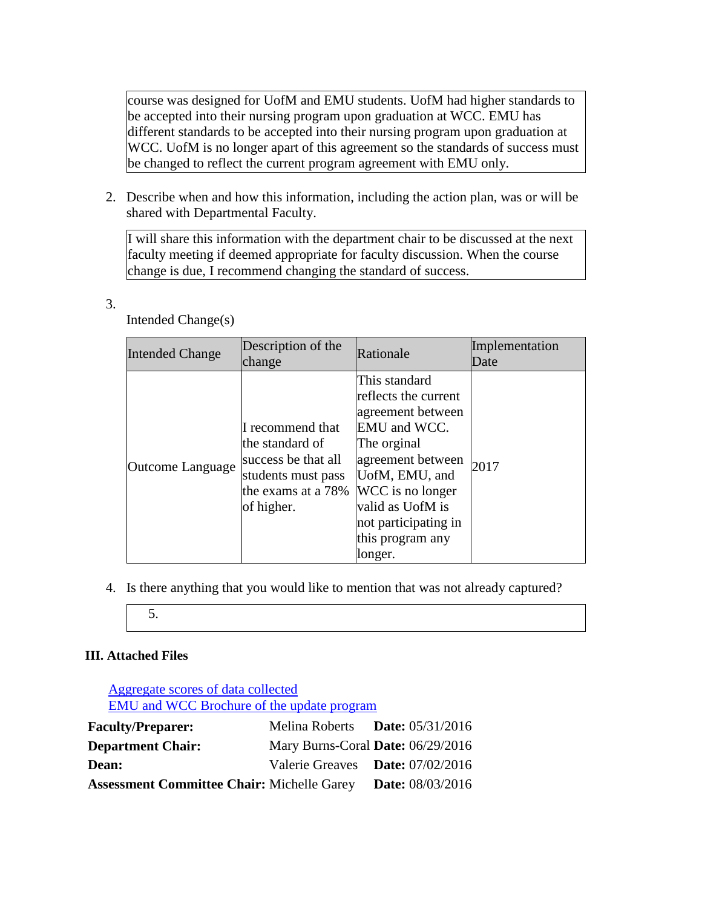course was designed for UofM and EMU students. UofM had higher standards to be accepted into their nursing program upon graduation at WCC. EMU has different standards to be accepted into their nursing program upon graduation at WCC. UofM is no longer apart of this agreement so the standards of success must be changed to reflect the current program agreement with EMU only.

2. Describe when and how this information, including the action plan, was or will be shared with Departmental Faculty.

I will share this information with the department chair to be discussed at the next faculty meeting if deemed appropriate for faculty discussion. When the course change is due, I recommend changing the standard of success.

3. Intended Change(s)

| Intended Change | Description of the change | Rationale | Implementation Date |
|---|---|---|---|
| Outcome Language | I recommend that the standard of success be that all students must pass the exams at a 78% of higher. | This standard reflects the current agreement between EMU and WCC. The orginal agreement between UofM, EMU, and WCC is no longer valid as UofM is not participating in this program any longer. | 2017 |

4. Is there anything that you would like to mention that was not already captured?

5.

**III. Attached Files**

[Aggregate scores of data collected]
[EMU and WCC Brochure of the update program]

| | | |
|---|---|---|
| **Faculty/Preparer:** | Melina Roberts | **Date:** 05/31/2016 |
| **Department Chair:** | Mary Burns-Coral | **Date:** 06/29/2016 |
| **Dean:** | Valerie Greaves | **Date:** 07/02/2016 |
| **Assessment Committee Chair:** | Michelle Garey | **Date:** 08/03/2016 |